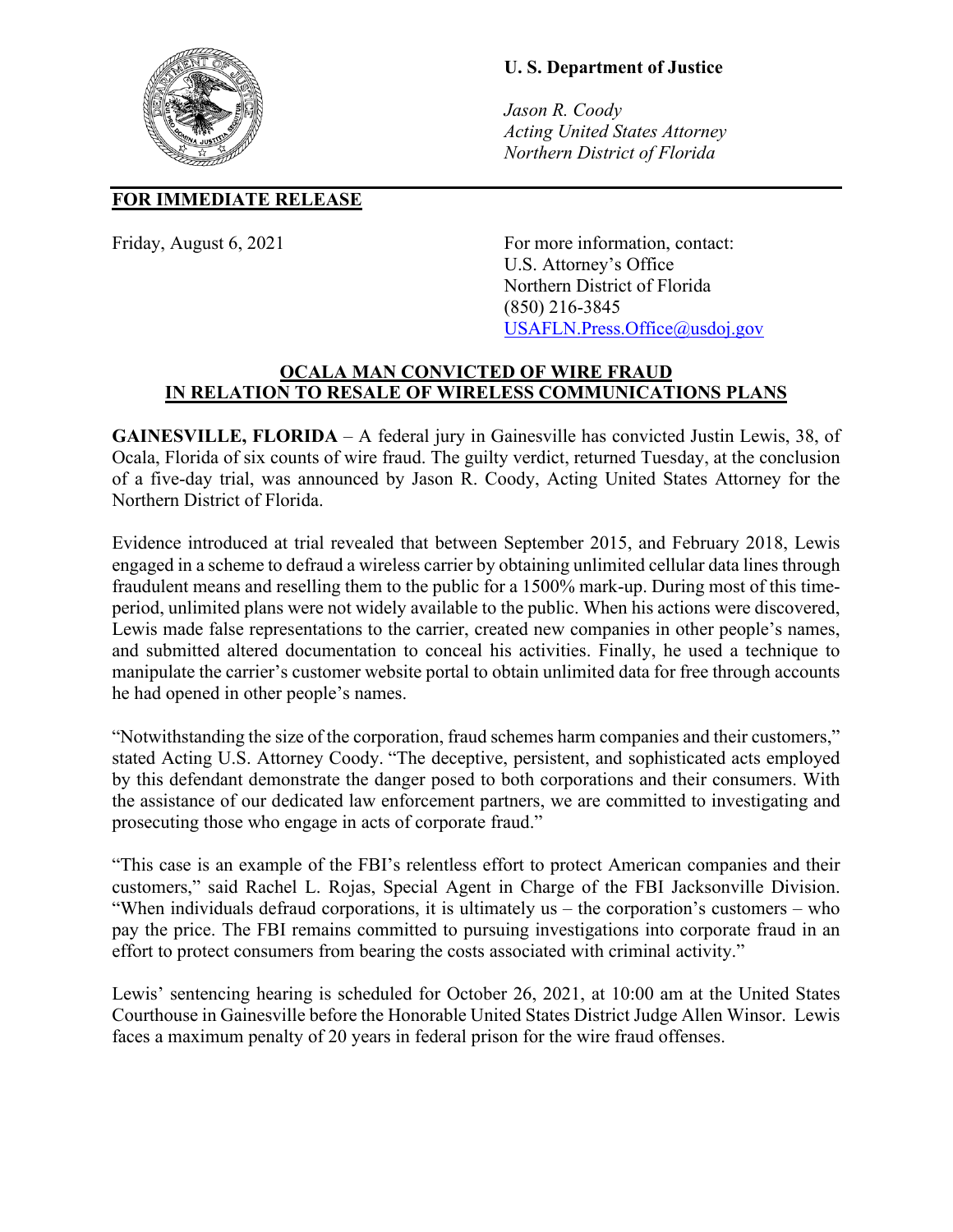**U. S. Department of Justice**

*Jason R. Coody*
*Acting United States Attorney*
*Northern District of Florida*

**FOR IMMEDIATE RELEASE**

Friday, August 6, 2021

For more information, contact:
U.S. Attorney's Office
Northern District of Florida
(850) 216-3845
USAFLN.Press.Office@usdoj.gov

## OCALA MAN CONVICTED OF WIRE FRAUD IN RELATION TO RESALE OF WIRELESS COMMUNICATIONS PLANS

**GAINESVILLE, FLORIDA** – A federal jury in Gainesville has convicted Justin Lewis, 38, of Ocala, Florida of six counts of wire fraud. The guilty verdict, returned Tuesday, at the conclusion of a five-day trial, was announced by Jason R. Coody, Acting United States Attorney for the Northern District of Florida.

Evidence introduced at trial revealed that between September 2015, and February 2018, Lewis engaged in a scheme to defraud a wireless carrier by obtaining unlimited cellular data lines through fraudulent means and reselling them to the public for a 1500% mark-up. During most of this time-period, unlimited plans were not widely available to the public. When his actions were discovered, Lewis made false representations to the carrier, created new companies in other people's names, and submitted altered documentation to conceal his activities. Finally, he used a technique to manipulate the carrier's customer website portal to obtain unlimited data for free through accounts he had opened in other people's names.

"Notwithstanding the size of the corporation, fraud schemes harm companies and their customers," stated Acting U.S. Attorney Coody. "The deceptive, persistent, and sophisticated acts employed by this defendant demonstrate the danger posed to both corporations and their consumers. With the assistance of our dedicated law enforcement partners, we are committed to investigating and prosecuting those who engage in acts of corporate fraud."

"This case is an example of the FBI's relentless effort to protect American companies and their customers," said Rachel L. Rojas, Special Agent in Charge of the FBI Jacksonville Division. "When individuals defraud corporations, it is ultimately us – the corporation's customers – who pay the price. The FBI remains committed to pursuing investigations into corporate fraud in an effort to protect consumers from bearing the costs associated with criminal activity."

Lewis' sentencing hearing is scheduled for October 26, 2021, at 10:00 am at the United States Courthouse in Gainesville before the Honorable United States District Judge Allen Winsor. Lewis faces a maximum penalty of 20 years in federal prison for the wire fraud offenses.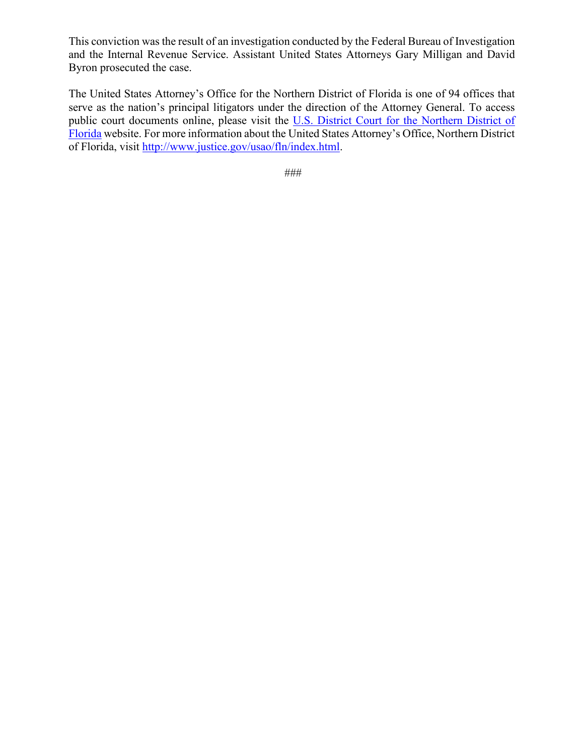This conviction was the result of an investigation conducted by the Federal Bureau of Investigation and the Internal Revenue Service. Assistant United States Attorneys Gary Milligan and David Byron prosecuted the case.

The United States Attorney's Office for the Northern District of Florida is one of 94 offices that serve as the nation's principal litigators under the direction of the Attorney General. To access public court documents online, please visit the [U.S. District Court for the Northern District of Florida]() website. For more information about the United States Attorney's Office, Northern District of Florida, visit [http://www.justice.gov/usao/fln/index.html](http://www.justice.gov/usao/fln/index.html).

###